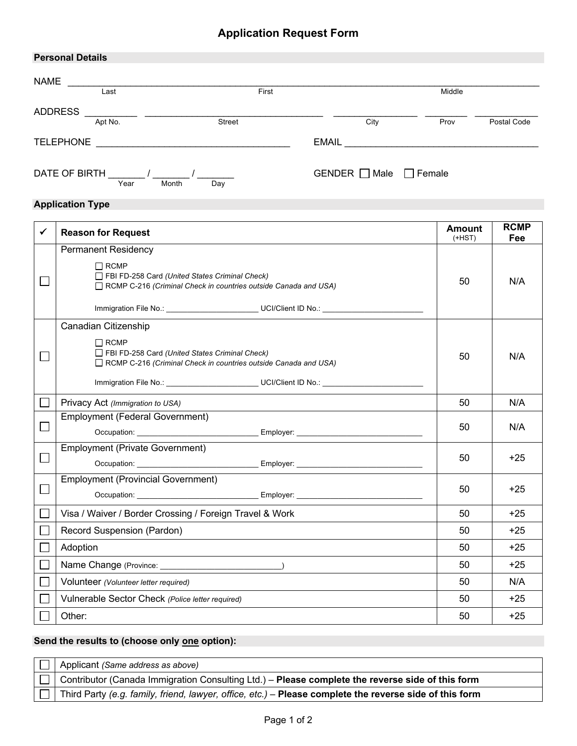# Application Request Form

## Personal Details

NAME ____________________________________________
Last | First | Middle

ADDRESS _________ ______________________ ____________ ________ ___________
Apt No. | Street | City | Prov | Postal Code

TELEPHONE ______________________________ EMAIL ______________________________

DATE OF BIRTH ______ / ______ / ______ (Year / Month / Day)

GENDER ☐ Male ☐ Female

## Application Type

| ✓ | Reason for Request | Amount (+HST) | RCMP Fee |
|---|---|---|---|
| ☐ | Permanent Residency<br>☐ RCMP<br>☐ FBI FD-258 Card *(United States Criminal Check)*<br>☐ RCMP C-216 *(Criminal Check in countries outside Canada and USA)*<br>Immigration File No.: ____________ UCI/Client ID No.: ____________ | 50 | N/A |
| ☐ | Canadian Citizenship<br>☐ RCMP<br>☐ FBI FD-258 Card *(United States Criminal Check)*<br>☐ RCMP C-216 *(Criminal Check in countries outside Canada and USA)*<br>Immigration File No.: ____________ UCI/Client ID No.: ____________ | 50 | N/A |
| ☐ | Privacy Act *(Immigration to USA)* | 50 | N/A |
| ☐ | Employment (Federal Government)<br>Occupation: ____________ Employer: ____________ | 50 | N/A |
| ☐ | Employment (Private Government)<br>Occupation: ____________ Employer: ____________ | 50 | +25 |
| ☐ | Employment (Provincial Government)<br>Occupation: ____________ Employer: ____________ | 50 | +25 |
| ☐ | Visa / Waiver / Border Crossing / Foreign Travel & Work | 50 | +25 |
| ☐ | Record Suspension (Pardon) | 50 | +25 |
| ☐ | Adoption | 50 | +25 |
| ☐ | Name Change (Province: ____________) | 50 | +25 |
| ☐ | Volunteer *(Volunteer letter required)* | 50 | N/A |
| ☐ | Vulnerable Sector Check *(Police letter required)* | 50 | +25 |
| ☐ | Other: | 50 | +25 |

## Send the results to (choose only one option):

| ☐ | Option |
|---|---|
| ☐ | Applicant *(Same address as above)* |
| ☐ | Contributor (Canada Immigration Consulting Ltd.) – **Please complete the reverse side of this form** |
| ☐ | Third Party *(e.g. family, friend, lawyer, office, etc.)* – **Please complete the reverse side of this form** |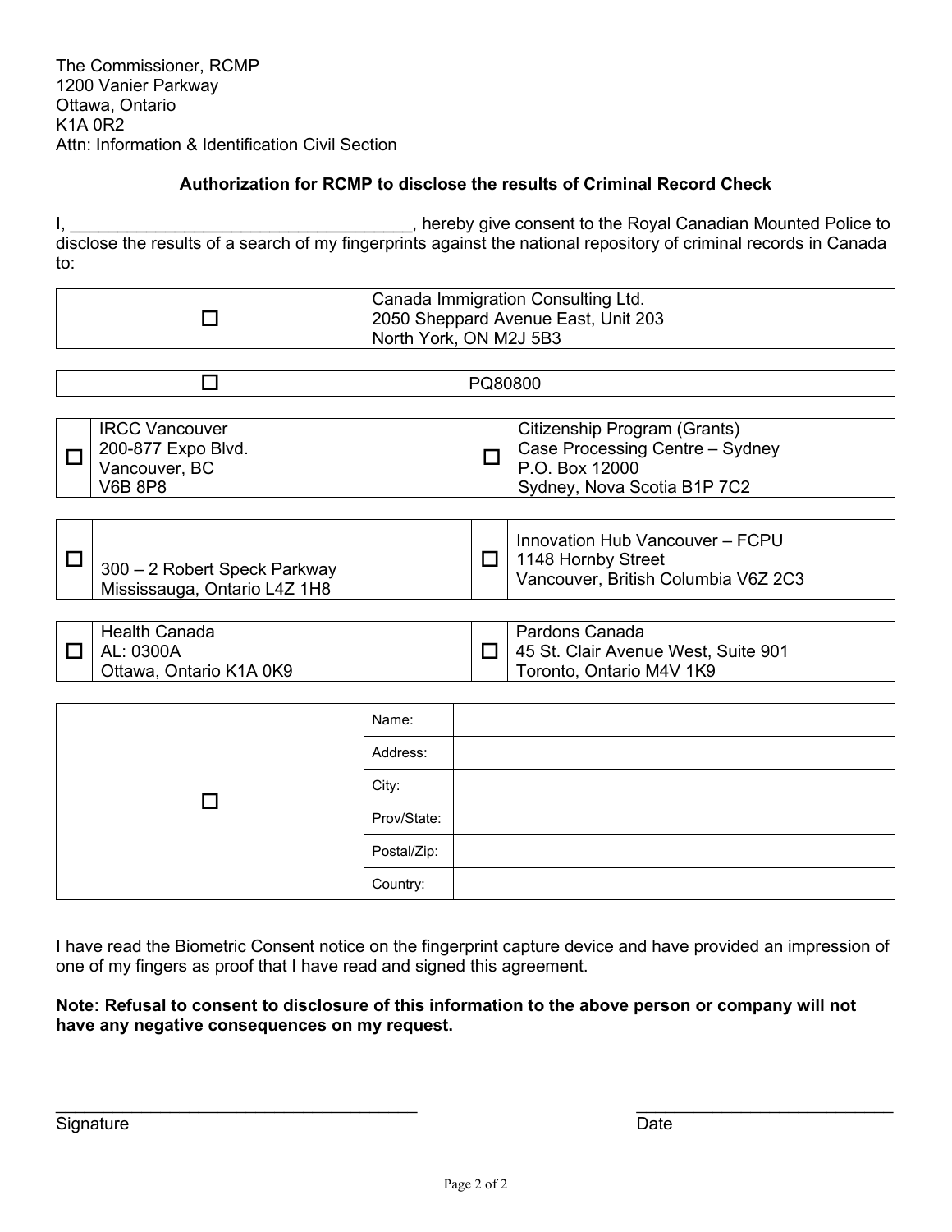The Commissioner, RCMP
1200 Vanier Parkway
Ottawa, Ontario
K1A 0R2
Attn: Information & Identification Civil Section

**Authorization for RCMP to disclose the results of Criminal Record Check**

I, \_\_\_\_\_\_\_\_\_\_\_\_\_\_\_\_\_\_\_\_\_\_\_\_\_\_\_\_\_\_\_\_\_\_\_\_, hereby give consent to the Royal Canadian Mounted Police to disclose the results of a search of my fingerprints against the national repository of criminal records in Canada to:

| | |
|---|---|
| ☐ | Canada Immigration Consulting Ltd.<br>2050 Sheppard Avenue East, Unit 203<br>North York, ON M2J 5B3 |

| | |
|---|---|
| ☐ | PQ80800 |

| | | | |
|---|---|---|---|
| ☐ | IRCC Vancouver<br>200-877 Expo Blvd.<br>Vancouver, BC<br>V6B 8P8 | ☐ | Citizenship Program (Grants)<br>Case Processing Centre – Sydney<br>P.O. Box 12000<br>Sydney, Nova Scotia B1P 7C2 |

| | | | |
|---|---|---|---|
| ☐ | 300 – 2 Robert Speck Parkway<br>Mississauga, Ontario L4Z 1H8 | ☐ | Innovation Hub Vancouver – FCPU<br>1148 Hornby Street<br>Vancouver, British Columbia V6Z 2C3 |

| | | | |
|---|---|---|---|
| ☐ | Health Canada<br>AL: 0300A<br>Ottawa, Ontario K1A 0K9 | ☐ | Pardons Canada<br>45 St. Clair Avenue West, Suite 901<br>Toronto, Ontario M4V 1K9 |

| | | |
|---|---|---|
| ☐ | Name: | |
| | Address: | |
| | City: | |
| | Prov/State: | |
| | Postal/Zip: | |
| | Country: | |

I have read the Biometric Consent notice on the fingerprint capture device and have provided an impression of one of my fingers as proof that I have read and signed this agreement.

**Note: Refusal to consent to disclosure of this information to the above person or company will not have any negative consequences on my request.**

\_\_\_\_\_\_\_\_\_\_\_\_\_\_\_\_\_\_\_\_\_\_\_\_\_\_\_\_\_\_\_\_\_\_\_\_\_\_
Signature

\_\_\_\_\_\_\_\_\_\_\_\_\_\_\_\_\_\_\_\_\_\_\_\_\_\_\_\_
Date